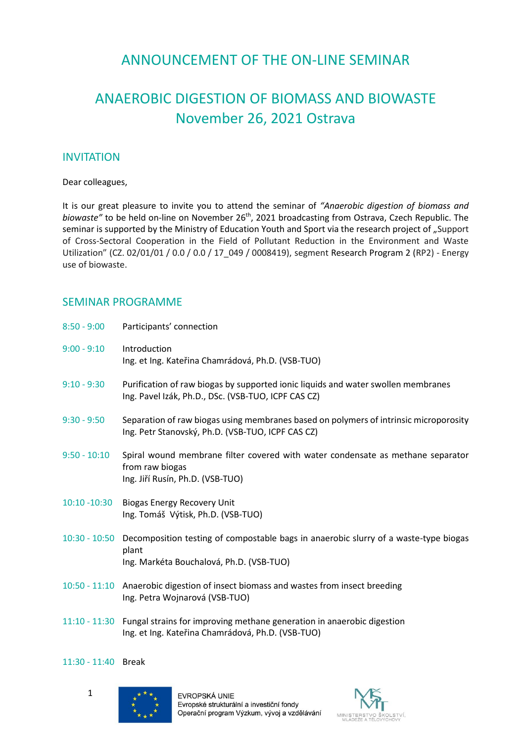# ANNOUNCEMENT OF THE ON-LINE SEMINAR

# ANAEROBIC DIGESTION OF BIOMASS AND BIOWASTE
## November 26, 2021 Ostrava

## INVITATION

Dear colleagues,

It is our great pleasure to invite you to attend the seminar of *"Anaerobic digestion of biomass and biowaste"* to be held on-line on November 26th, 2021 broadcasting from Ostrava, Czech Republic. The seminar is supported by the Ministry of Education Youth and Sport via the research project of „Support of Cross-Sectoral Cooperation in the Field of Pollutant Reduction in the Environment and Waste Utilization" (CZ. 02/01/01 / 0.0 / 0.0 / 17_049 / 0008419), segment Research Program 2 (RP2) - Energy use of biowaste.

## SEMINAR PROGRAMME

8:50 - 9:00 Participants' connection

9:00 - 9:10 Introduction
Ing. et Ing. Kateřina Chamrádová, Ph.D. (VSB-TUO)

9:10 - 9:30 Purification of raw biogas by supported ionic liquids and water swollen membranes
Ing. Pavel Izák, Ph.D., DSc. (VSB-TUO, ICPF CAS CZ)

9:30 - 9:50 Separation of raw biogas using membranes based on polymers of intrinsic microporosity
Ing. Petr Stanovský, Ph.D. (VSB-TUO, ICPF CAS CZ)

9:50 - 10:10 Spiral wound membrane filter covered with water condensate as methane separator from raw biogas
Ing. Jiří Rusín, Ph.D. (VSB-TUO)

10:10 -10:30 Biogas Energy Recovery Unit
Ing. Tomáš Výtisk, Ph.D. (VSB-TUO)

10:30 - 10:50 Decomposition testing of compostable bags in anaerobic slurry of a waste-type biogas plant
Ing. Markéta Bouchalová, Ph.D. (VSB-TUO)

10:50 - 11:10 Anaerobic digestion of insect biomass and wastes from insect breeding
Ing. Petra Wojnarová (VSB-TUO)

11:10 - 11:30 Fungal strains for improving methane generation in anaerobic digestion
Ing. et Ing. Kateřina Chamrádová, Ph.D. (VSB-TUO)

11:30 - 11:40 Break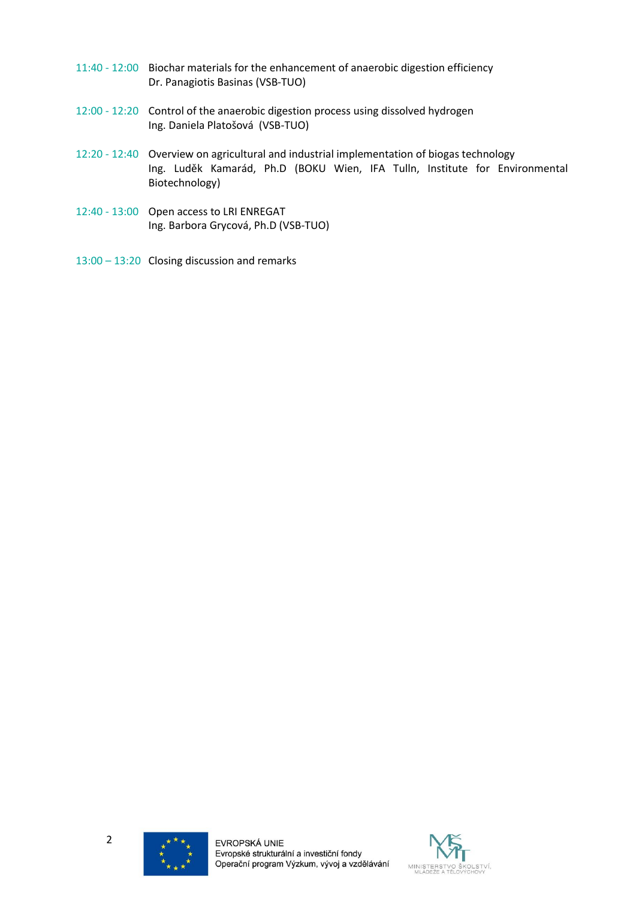11:40 - 12:00 Biochar materials for the enhancement of anaerobic digestion efficiency
Dr. Panagiotis Basinas (VSB-TUO)

12:00 - 12:20 Control of the anaerobic digestion process using dissolved hydrogen
Ing. Daniela Platošová (VSB-TUO)

12:20 - 12:40 Overview on agricultural and industrial implementation of biogas technology
Ing. Luděk Kamarád, Ph.D (BOKU Wien, IFA Tulln, Institute for Environmental Biotechnology)

12:40 - 13:00 Open access to LRI ENREGAT
Ing. Barbora Grycová, Ph.D (VSB-TUO)

13:00 – 13:20 Closing discussion and remarks

EVROPSKÁ UNIE
Evropské strukturální a investiční fondy
Operační program Výzkum, vývoj a vzdělávání

MINISTERSTVO ŠKOLSTVÍ, MLÁDEŽE A TĚLOVÝCHOVY